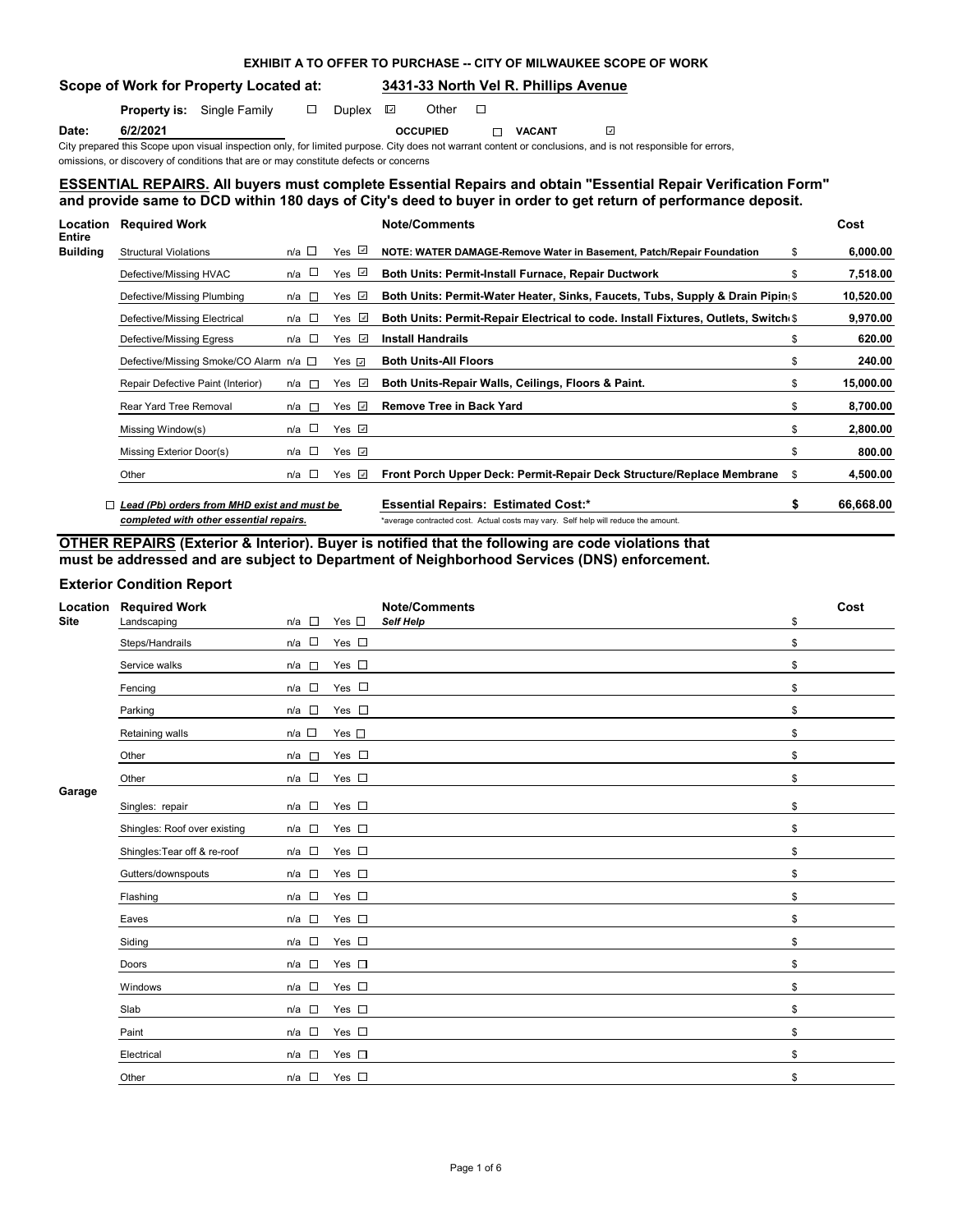**EXHIBIT A TO OFFER TO PURCHASE -- CITY OF MILWAUKEE SCOPE OF WORK**

**Scope of Work for Property Located at:** **3431-33 North Vel R. Phillips Avenue**

**Property is:** Single Family ☐ Duplex ☑ Other ☐

**Date:** **6/2/2021** **OCCUPIED** ☐ **VACANT** ☑

City prepared this Scope upon visual inspection only, for limited purpose. City does not warrant content or conclusions, and is not responsible for errors, omissions, or discovery of conditions that are or may constitute defects or concerns

**ESSENTIAL REPAIRS. All buyers must complete Essential Repairs and obtain "Essential Repair Verification Form" and provide same to DCD within 180 days of City's deed to buyer in order to get return of performance deposit.**

| Location | Required Work | n/a | Yes | Note/Comments | Cost |
|---|---|---|---|---|---|
| Entire Building | Structural Violations | ☐ | ☑ | **NOTE: WATER DAMAGE-Remove Water in Basement, Patch/Repair Foundation** | $ 6,000.00 |
| | Defective/Missing HVAC | ☐ | ☑ | **Both Units: Permit-Install Furnace, Repair Ductwork** | $ 7,518.00 |
| | Defective/Missing Plumbing | ☐ | ☑ | **Both Units: Permit-Water Heater, Sinks, Faucets, Tubs, Supply & Drain Pipin** | $ 10,520.00 |
| | Defective/Missing Electrical | ☐ | ☑ | **Both Units: Permit-Repair Electrical to code. Install Fixtures, Outlets, Switch** | $ 9,970.00 |
| | Defective/Missing Egress | ☐ | ☑ | **Install Handrails** | $ 620.00 |
| | Defective/Missing Smoke/CO Alarm | ☐ | ☑ | **Both Units-All Floors** | $ 240.00 |
| | Repair Defective Paint (Interior) | ☐ | ☑ | **Both Units-Repair Walls, Ceilings, Floors & Paint.** | $ 15,000.00 |
| | Rear Yard Tree Removal | ☐ | ☑ | **Remove Tree in Back Yard** | $ 8,700.00 |
| | Missing Window(s) | ☐ | ☑ | | $ 2,800.00 |
| | Missing Exterior Door(s) | ☐ | ☑ | | $ 800.00 |
| | Other | ☐ | ☑ | **Front Porch Upper Deck: Permit-Repair Deck Structure/Replace Membrane** | $ 4,500.00 |

☐ ***Lead (Pb) orders from MHD exist and must be completed with other essential repairs.***

**Essential Repairs: Estimated Cost:*** **$ 66,668.00**

*average contracted cost. Actual costs may vary. Self help will reduce the amount.

**OTHER REPAIRS (Exterior & Interior). Buyer is notified that the following are code violations that must be addressed and are subject to Department of Neighborhood Services (DNS) enforcement.**

### Exterior Condition Report

| Location | Required Work | n/a | Yes | Note/Comments | Cost |
|---|---|---|---|---|---|
| Site | Landscaping | ☐ | ☐ | *Self Help* | $ |
| | Steps/Handrails | ☐ | ☐ | | $ |
| | Service walks | ☐ | ☐ | | $ |
| | Fencing | ☐ | ☐ | | $ |
| | Parking | ☐ | ☐ | | $ |
| | Retaining walls | ☐ | ☐ | | $ |
| | Other | ☐ | ☐ | | $ |
| | Other | ☐ | ☐ | | $ |
| Garage | Singles: repair | ☐ | ☐ | | $ |
| | Shingles: Roof over existing | ☐ | ☐ | | $ |
| | Shingles:Tear off & re-roof | ☐ | ☐ | | $ |
| | Gutters/downspouts | ☐ | ☐ | | $ |
| | Flashing | ☐ | ☐ | | $ |
| | Eaves | ☐ | ☐ | | $ |
| | Siding | ☐ | ☐ | | $ |
| | Doors | ☐ | ☐ | | $ |
| | Windows | ☐ | ☐ | | $ |
| | Slab | ☐ | ☐ | | $ |
| | Paint | ☐ | ☐ | | $ |
| | Electrical | ☐ | ☐ | | $ |
| | Other | ☐ | ☐ | | $ |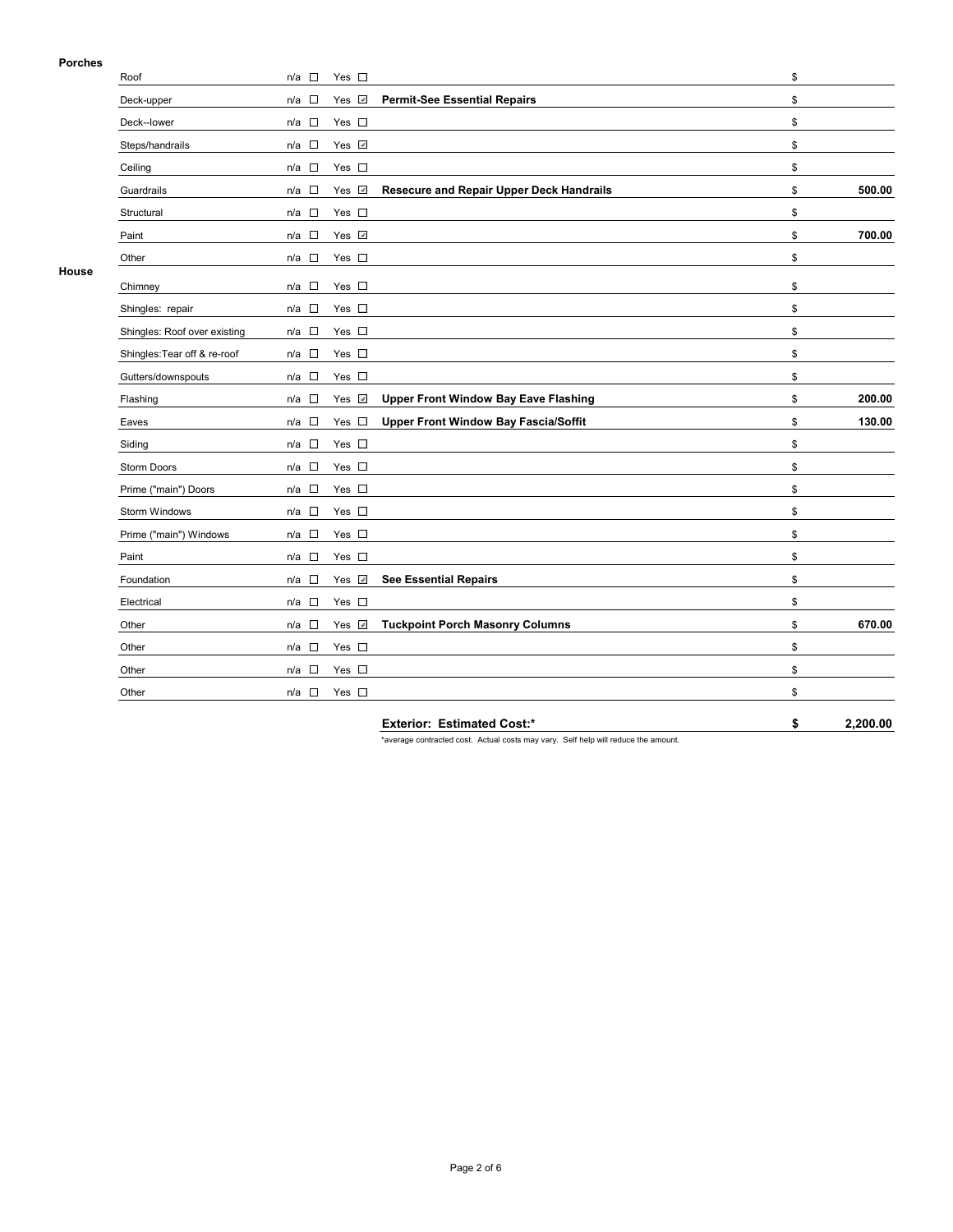**Porches**

| Item | n/a | Yes | Description | Cost |
|---|---|---|---|---|
| Roof | ☐ | ☐ | | $ |
| Deck-upper | ☐ | ☑ | **Permit-See Essential Repairs** | $ |
| Deck--lower | ☐ | ☐ | | $ |
| Steps/handrails | ☐ | ☑ | | $ |
| Ceiling | ☐ | ☐ | | $ |
| Guardrails | ☐ | ☑ | **Resecure and Repair Upper Deck Handrails** | $ **500.00** |
| Structural | ☐ | ☐ | | $ |
| Paint | ☐ | ☑ | | $ **700.00** |
| Other | ☐ | ☐ | | $ |

**House**

| Item | n/a | Yes | Description | Cost |
|---|---|---|---|---|
| Chimney | ☐ | ☐ | | $ |
| Shingles: repair | ☐ | ☐ | | $ |
| Shingles: Roof over existing | ☐ | ☐ | | $ |
| Shingles:Tear off & re-roof | ☐ | ☐ | | $ |
| Gutters/downspouts | ☐ | ☐ | | $ |
| Flashing | ☐ | ☑ | **Upper Front Window Bay Eave Flashing** | $ **200.00** |
| Eaves | ☐ | ☐ | **Upper Front Window Bay Fascia/Soffit** | $ **130.00** |
| Siding | ☐ | ☐ | | $ |
| Storm Doors | ☐ | ☐ | | $ |
| Prime ("main") Doors | ☐ | ☐ | | $ |
| Storm Windows | ☐ | ☐ | | $ |
| Prime ("main") Windows | ☐ | ☐ | | $ |
| Paint | ☐ | ☐ | | $ |
| Foundation | ☐ | ☑ | **See Essential Repairs** | $ |
| Electrical | ☐ | ☐ | | $ |
| Other | ☐ | ☑ | **Tuckpoint Porch Masonry Columns** | $ **670.00** |
| Other | ☐ | ☐ | | $ |
| Other | ☐ | ☐ | | $ |
| Other | ☐ | ☐ | | $ |

**Exterior: Estimated Cost:\*** **$ 2,200.00**

*average contracted cost. Actual costs may vary. Self help will reduce the amount.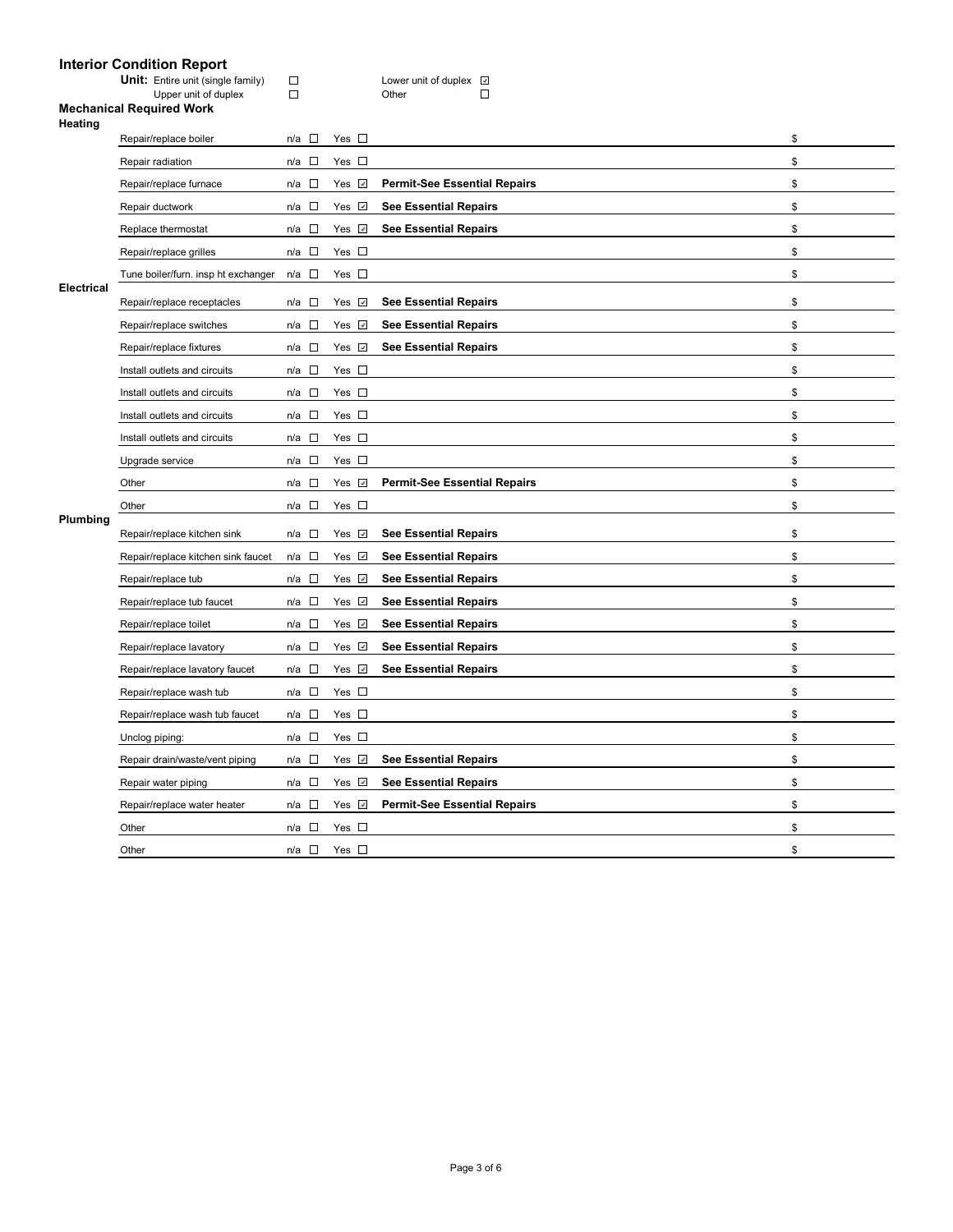# Interior Condition Report

**Unit:** Entire unit (single family) ☐ Lower unit of duplex ☑
Upper unit of duplex ☐ Other ☐

## Mechanical Required Work

### Heating

| Item | n/a | Yes | Notes | Cost |
|---|---|---|---|---|
| Repair/replace boiler | ☐ | ☐ | | $ |
| Repair radiation | ☐ | ☐ | | $ |
| Repair/replace furnace | ☐ | ☑ | **Permit-See Essential Repairs** | $ |
| Repair ductwork | ☐ | ☑ | **See Essential Repairs** | $ |
| Replace thermostat | ☐ | ☑ | **See Essential Repairs** | $ |
| Repair/replace grilles | ☐ | ☐ | | $ |
| Tune boiler/furn. insp ht exchanger | ☐ | ☐ | | $ |

### Electrical

| Item | n/a | Yes | Notes | Cost |
|---|---|---|---|---|
| Repair/replace receptacles | ☐ | ☑ | **See Essential Repairs** | $ |
| Repair/replace switches | ☐ | ☑ | **See Essential Repairs** | $ |
| Repair/replace fixtures | ☐ | ☑ | **See Essential Repairs** | $ |
| Install outlets and circuits | ☐ | ☐ | | $ |
| Install outlets and circuits | ☐ | ☐ | | $ |
| Install outlets and circuits | ☐ | ☐ | | $ |
| Install outlets and circuits | ☐ | ☐ | | $ |
| Upgrade service | ☐ | ☐ | | $ |
| Other | ☐ | ☑ | **Permit-See Essential Repairs** | $ |
| Other | ☐ | ☐ | | $ |

### Plumbing

| Item | n/a | Yes | Notes | Cost |
|---|---|---|---|---|
| Repair/replace kitchen sink | ☐ | ☑ | **See Essential Repairs** | $ |
| Repair/replace kitchen sink faucet | ☐ | ☑ | **See Essential Repairs** | $ |
| Repair/replace tub | ☐ | ☑ | **See Essential Repairs** | $ |
| Repair/replace tub faucet | ☐ | ☑ | **See Essential Repairs** | $ |
| Repair/replace toilet | ☐ | ☑ | **See Essential Repairs** | $ |
| Repair/replace lavatory | ☐ | ☑ | **See Essential Repairs** | $ |
| Repair/replace lavatory faucet | ☐ | ☑ | **See Essential Repairs** | $ |
| Repair/replace wash tub | ☐ | ☐ | | $ |
| Repair/replace wash tub faucet | ☐ | ☐ | | $ |
| Unclog piping: | ☐ | ☐ | | $ |
| Repair drain/waste/vent piping | ☐ | ☑ | **See Essential Repairs** | $ |
| Repair water piping | ☐ | ☑ | **See Essential Repairs** | $ |
| Repair/replace water heater | ☐ | ☑ | **Permit-See Essential Repairs** | $ |
| Other | ☐ | ☐ | | $ |
| Other | ☐ | ☐ | | $ |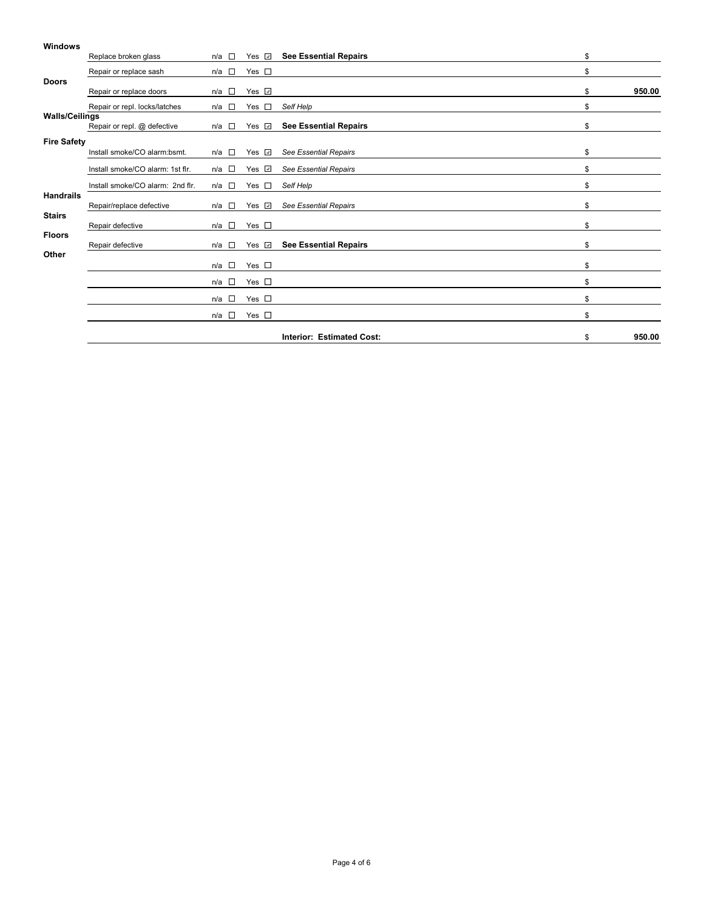| Category | Item | n/a | Yes | Notes | Cost |
|---|---|---|---|---|---|
| **Windows** | Replace broken glass | ☐ | ☑ | **See Essential Repairs** | $ |
| | Repair or replace sash | ☐ | ☐ | | $ |
| **Doors** | Repair or replace doors | ☐ | ☑ | | $ **950.00** |
| | Repair or repl. locks/latches | ☐ | ☐ | *Self Help* | $ |
| **Walls/Ceilings** | Repair or repl. @ defective | ☐ | ☑ | **See Essential Repairs** | $ |
| **Fire Safety** | Install smoke/CO alarm:bsmt. | ☐ | ☑ | *See Essential Repairs* | $ |
| | Install smoke/CO alarm: 1st flr. | ☐ | ☑ | *See Essential Repairs* | $ |
| | Install smoke/CO alarm: 2nd flr. | ☐ | ☐ | *Self Help* | $ |
| **Handrails** | Repair/replace defective | ☐ | ☑ | *See Essential Repairs* | $ |
| **Stairs** | Repair defective | ☐ | ☐ | | $ |
| **Floors** | Repair defective | ☐ | ☑ | **See Essential Repairs** | $ |
| **Other** | | ☐ | ☐ | | $ |
| | | ☐ | ☐ | | $ |
| | | ☐ | ☐ | | $ |
| | | ☐ | ☐ | | $ |
| | | | | **Interior: Estimated Cost:** | $ **950.00** |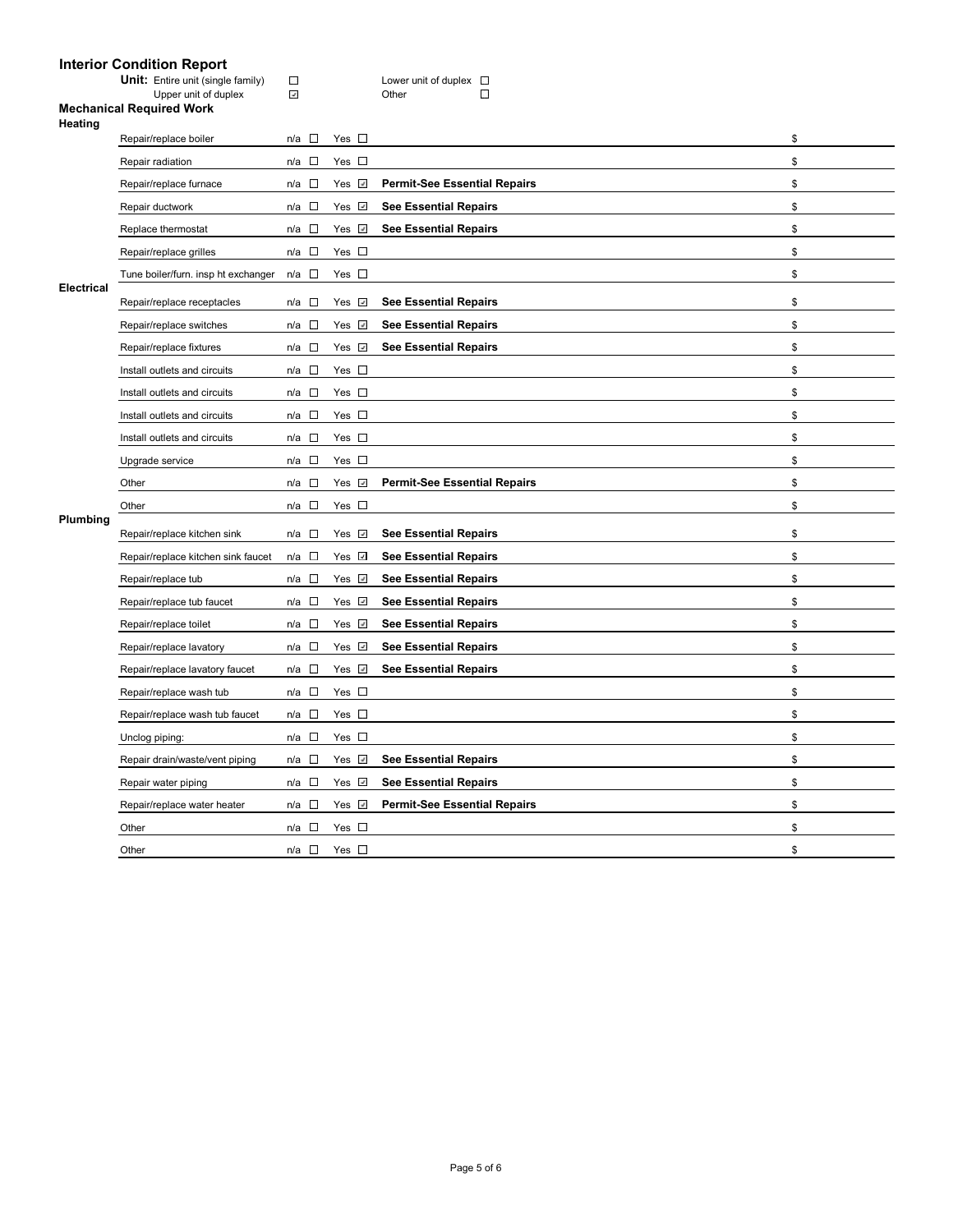# Interior Condition Report

**Unit:** Entire unit (single family) ☐ Lower unit of duplex ☐
Upper unit of duplex ☑ Other ☐

## Mechanical Required Work

### Heating

| Item | n/a | Yes | Notes | Cost |
|---|---|---|---|---|
| Repair/replace boiler | ☐ | ☐ | | $ |
| Repair radiation | ☐ | ☐ | | $ |
| Repair/replace furnace | ☐ | ☑ | **Permit-See Essential Repairs** | $ |
| Repair ductwork | ☐ | ☑ | **See Essential Repairs** | $ |
| Replace thermostat | ☐ | ☑ | **See Essential Repairs** | $ |
| Repair/replace grilles | ☐ | ☐ | | $ |
| Tune boiler/furn. insp ht exchanger | ☐ | ☐ | | $ |

### Electrical

| Item | n/a | Yes | Notes | Cost |
|---|---|---|---|---|
| Repair/replace receptacles | ☐ | ☑ | **See Essential Repairs** | $ |
| Repair/replace switches | ☐ | ☑ | **See Essential Repairs** | $ |
| Repair/replace fixtures | ☐ | ☑ | **See Essential Repairs** | $ |
| Install outlets and circuits | ☐ | ☐ | | $ |
| Install outlets and circuits | ☐ | ☐ | | $ |
| Install outlets and circuits | ☐ | ☐ | | $ |
| Install outlets and circuits | ☐ | ☐ | | $ |
| Upgrade service | ☐ | ☐ | | $ |
| Other | ☐ | ☑ | **Permit-See Essential Repairs** | $ |
| Other | ☐ | ☐ | | $ |

### Plumbing

| Item | n/a | Yes | Notes | Cost |
|---|---|---|---|---|
| Repair/replace kitchen sink | ☐ | ☑ | **See Essential Repairs** | $ |
| Repair/replace kitchen sink faucet | ☐ | ☑ | **See Essential Repairs** | $ |
| Repair/replace tub | ☐ | ☑ | **See Essential Repairs** | $ |
| Repair/replace tub faucet | ☐ | ☑ | **See Essential Repairs** | $ |
| Repair/replace toilet | ☐ | ☑ | **See Essential Repairs** | $ |
| Repair/replace lavatory | ☐ | ☑ | **See Essential Repairs** | $ |
| Repair/replace lavatory faucet | ☐ | ☑ | **See Essential Repairs** | $ |
| Repair/replace wash tub | ☐ | ☐ | | $ |
| Repair/replace wash tub faucet | ☐ | ☐ | | $ |
| Unclog piping: | ☐ | ☐ | | $ |
| Repair drain/waste/vent piping | ☐ | ☑ | **See Essential Repairs** | $ |
| Repair water piping | ☐ | ☑ | **See Essential Repairs** | $ |
| Repair/replace water heater | ☐ | ☑ | **Permit-See Essential Repairs** | $ |
| Other | ☐ | ☐ | | $ |
| Other | ☐ | ☐ | | $ |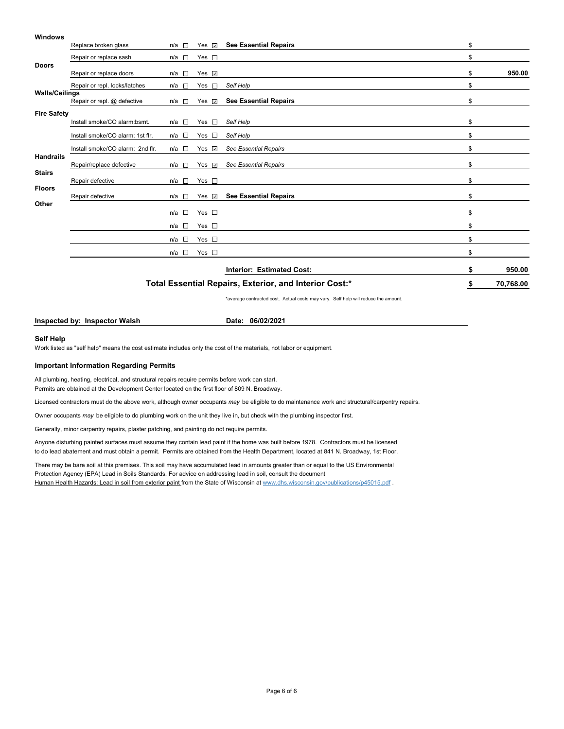| | | | | | |
|---|---|---|---|---|---|
| **Windows** | | | | | |
| | Replace broken glass | n/a ☐ | Yes ☑ | **See Essential Repairs** | $ |
| | Repair or replace sash | n/a ☐ | Yes ☐ | | $ |
| **Doors** | | | | | |
| | Repair or replace doors | n/a ☐ | Yes ☑ | | $ **950.00** |
| | Repair or repl. locks/latches | n/a ☐ | Yes ☐ | *Self Help* | $ |
| **Walls/Ceilings** | | | | | |
| | Repair or repl. @ defective | n/a ☐ | Yes ☑ | **See Essential Repairs** | $ |
| **Fire Safety** | | | | | |
| | Install smoke/CO alarm:bsmt. | n/a ☐ | Yes ☐ | *Self Help* | $ |
| | Install smoke/CO alarm: 1st flr. | n/a ☐ | Yes ☐ | *Self Help* | $ |
| | Install smoke/CO alarm: 2nd flr. | n/a ☐ | Yes ☑ | *See Essential Repairs* | $ |
| **Handrails** | | | | | |
| | Repair/replace defective | n/a ☐ | Yes ☑ | *See Essential Repairs* | $ |
| **Stairs** | | | | | |
| | Repair defective | n/a ☐ | Yes ☐ | | $ |
| **Floors** | | | | | |
| | Repair defective | n/a ☐ | Yes ☑ | **See Essential Repairs** | $ |
| **Other** | | | | | |
| | | n/a ☐ | Yes ☐ | | $ |
| | | n/a ☐ | Yes ☐ | | $ |
| | | n/a ☐ | Yes ☐ | | $ |
| | | n/a ☐ | Yes ☐ | | $ |
| | | | | **Interior: Estimated Cost:** | **$ 950.00** |
| | | | | **Total Essential Repairs, Exterior, and Interior Cost:*** | **$ 70,768.00** |

*average contracted cost. Actual costs may vary. Self help will reduce the amount.

**Inspected by: Inspector Walsh** **Date: 06/02/2021**

### Self Help

Work listed as "self help" means the cost estimate includes only the cost of the materials, not labor or equipment.

### Important Information Regarding Permits

All plumbing, heating, electrical, and structural repairs require permits before work can start.
Permits are obtained at the Development Center located on the first floor of 809 N. Broadway.

Licensed contractors must do the above work, although owner occupants *may* be eligible to do maintenance work and structural/carpentry repairs.

Owner occupants *may* be eligible to do plumbing work on the unit they live in, but check with the plumbing inspector first.

Generally, minor carpentry repairs, plaster patching, and painting do not require permits.

Anyone disturbing painted surfaces must assume they contain lead paint if the home was built before 1978. Contractors must be licensed to do lead abatement and must obtain a permit. Permits are obtained from the Health Department, located at 841 N. Broadway, 1st Floor.

There may be bare soil at this premises. This soil may have accumulated lead in amounts greater than or equal to the US Environmental Protection Agency (EPA) Lead in Soils Standards. For advice on addressing lead in soil, consult the document Human Health Hazards: Lead in soil from exterior paint from the State of Wisconsin at www.dhs.wisconsin.gov/publications/p45015.pdf .